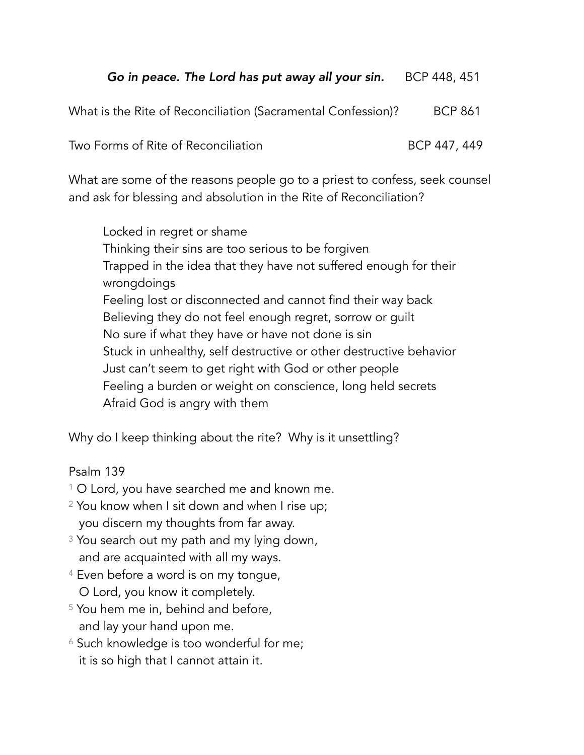***Go in peace. The Lord has put away all your sin.*** BCP 448, 451

What is the Rite of Reconciliation (Sacramental Confession)? BCP 861

Two Forms of Rite of Reconciliation BCP 447, 449

What are some of the reasons people go to a priest to confess, seek counsel and ask for blessing and absolution in the Rite of Reconciliation?

Locked in regret or shame
Thinking their sins are too serious to be forgiven
Trapped in the idea that they have not suffered enough for their wrongdoings
Feeling lost or disconnected and cannot find their way back
Believing they do not feel enough regret, sorrow or guilt
No sure if what they have or have not done is sin
Stuck in unhealthy, self destructive or other destructive behavior
Just can't seem to get right with God or other people
Feeling a burden or weight on conscience, long held secrets
Afraid God is angry with them

Why do I keep thinking about the rite? Why is it unsettling?

Psalm 139

1 O Lord, you have searched me and known me.
2 You know when I sit down and when I rise up;
you discern my thoughts from far away.
3 You search out my path and my lying down,
and are acquainted with all my ways.
4 Even before a word is on my tongue,
O Lord, you know it completely.
5 You hem me in, behind and before,
and lay your hand upon me.
6 Such knowledge is too wonderful for me;
it is so high that I cannot attain it.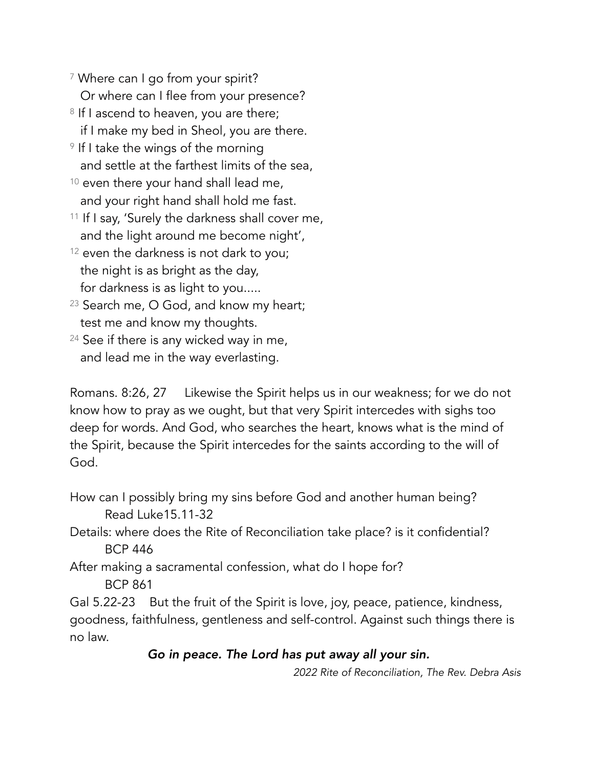[7] Where can I go from your spirit?
Or where can I flee from your presence?
[8] If I ascend to heaven, you are there;
if I make my bed in Sheol, you are there.
[9] If I take the wings of the morning
and settle at the farthest limits of the sea,
[10] even there your hand shall lead me,
and your right hand shall hold me fast.
[11] If I say, 'Surely the darkness shall cover me,
and the light around me become night',
[12] even the darkness is not dark to you;
the night is as bright as the day,
for darkness is as light to you.....
[23] Search me, O God, and know my heart;
test me and know my thoughts.
[24] See if there is any wicked way in me,
and lead me in the way everlasting.

Romans. 8:26, 27 Likewise the Spirit helps us in our weakness; for we do not know how to pray as we ought, but that very Spirit intercedes with sighs too deep for words. And God, who searches the heart, knows what is the mind of the Spirit, because the Spirit intercedes for the saints according to the will of God.

How can I possibly bring my sins before God and another human being?
Read Luke15.11-32
Details: where does the Rite of Reconciliation take place? is it confidential?
BCP 446
After making a sacramental confession, what do I hope for?
BCP 861
Gal 5.22-23 But the fruit of the Spirit is love, joy, peace, patience, kindness, goodness, faithfulness, gentleness and self-control. Against such things there is no law.

***Go in peace. The Lord has put away all your sin.***

*2022 Rite of Reconciliation, The Rev. Debra Asis*